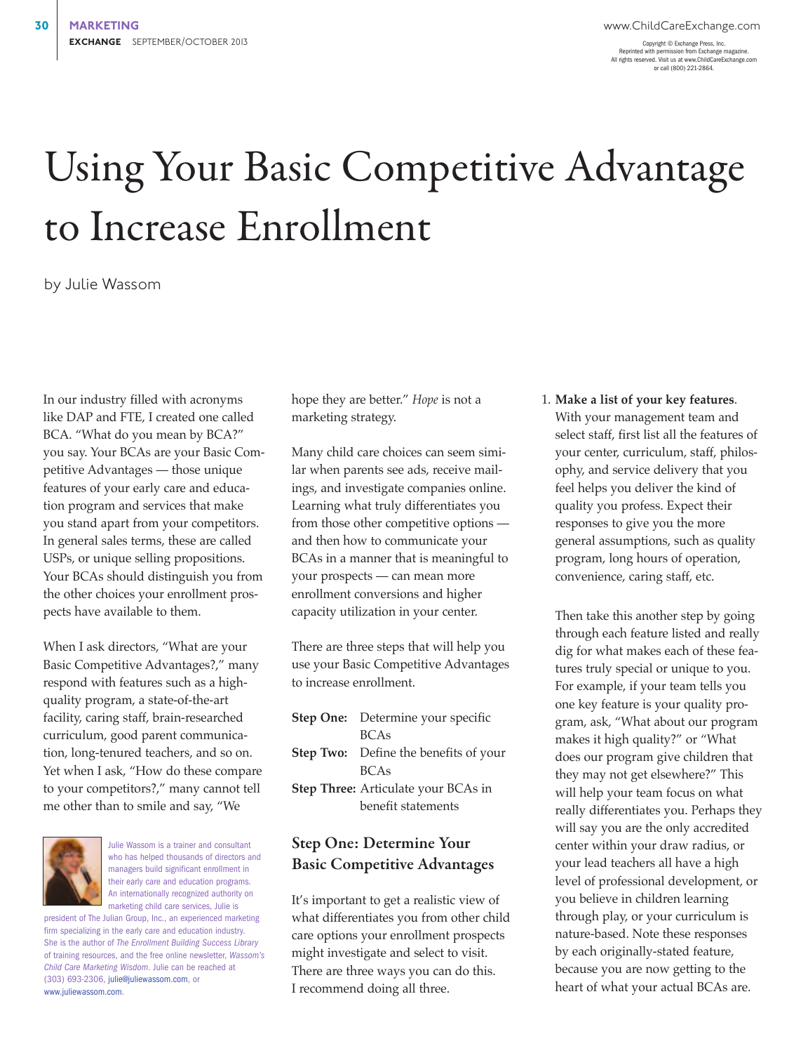# Using Your Basic Competitive Advantage to Increase Enrollment

by Julie Wassom

In our industry filled with acronyms like DAP and FTE, I created one called BCA. "What do you mean by BCA?" you say. Your BCAs are your Basic Competitive Advantages — those unique features of your early care and education program and services that make you stand apart from your competitors. In general sales terms, these are called USPs, or unique selling propositions. Your BCAs should distinguish you from the other choices your enrollment prospects have available to them.

When I ask directors, "What are your Basic Competitive Advantages?," many respond with features such as a high-quality program, a state-of-the-art facility, caring staff, brain-researched curriculum, good parent communication, long-tenured teachers, and so on. Yet when I ask, "How do these compare to your competitors?," many cannot tell me other than to smile and say, "We hope they are better." *Hope* is not a marketing strategy.

Many child care choices can seem similar when parents see ads, receive mailings, and investigate companies online. Learning what truly differentiates you from those other competitive options — and then how to communicate your BCAs in a manner that is meaningful to your prospects — can mean more enrollment conversions and higher capacity utilization in your center.

There are three steps that will help you use your Basic Competitive Advantages to increase enrollment.

**Step One:** Determine your specific BCAs
**Step Two:** Define the benefits of your BCAs
**Step Three:** Articulate your BCAs in benefit statements

Julie Wassom is a trainer and consultant who has helped thousands of directors and managers build significant enrollment in their early care and education programs. An internationally recognized authority on marketing child care services, Julie is president of The Julian Group, Inc., an experienced marketing firm specializing in the early care and education industry. She is the author of *The Enrollment Building Success Library* of training resources, and the free online newsletter, *Wassom's Child Care Marketing Wisdom*. Julie can be reached at (303) 693-2306, julie@juliewassom.com, or www.juliewassom.com.

## Step One: Determine Your Basic Competitive Advantages

It's important to get a realistic view of what differentiates you from other child care options your enrollment prospects might investigate and select to visit. There are three ways you can do this. I recommend doing all three.

1. **Make a list of your key features**. With your management team and select staff, first list all the features of your center, curriculum, staff, philosophy, and service delivery that you feel helps you deliver the kind of quality you profess. Expect their responses to give you the more general assumptions, such as quality program, long hours of operation, convenience, caring staff, etc.

   Then take this another step by going through each feature listed and really dig for what makes each of these features truly special or unique to you. For example, if your team tells you one key feature is your quality program, ask, "What about our program makes it high quality?" or "What does our program give children that they may not get elsewhere?" This will help your team focus on what really differentiates you. Perhaps they will say you are the only accredited center within your draw radius, or your lead teachers all have a high level of professional development, or you believe in children learning through play, or your curriculum is nature-based. Note these responses by each originally-stated feature, because you are now getting to the heart of what your actual BCAs are.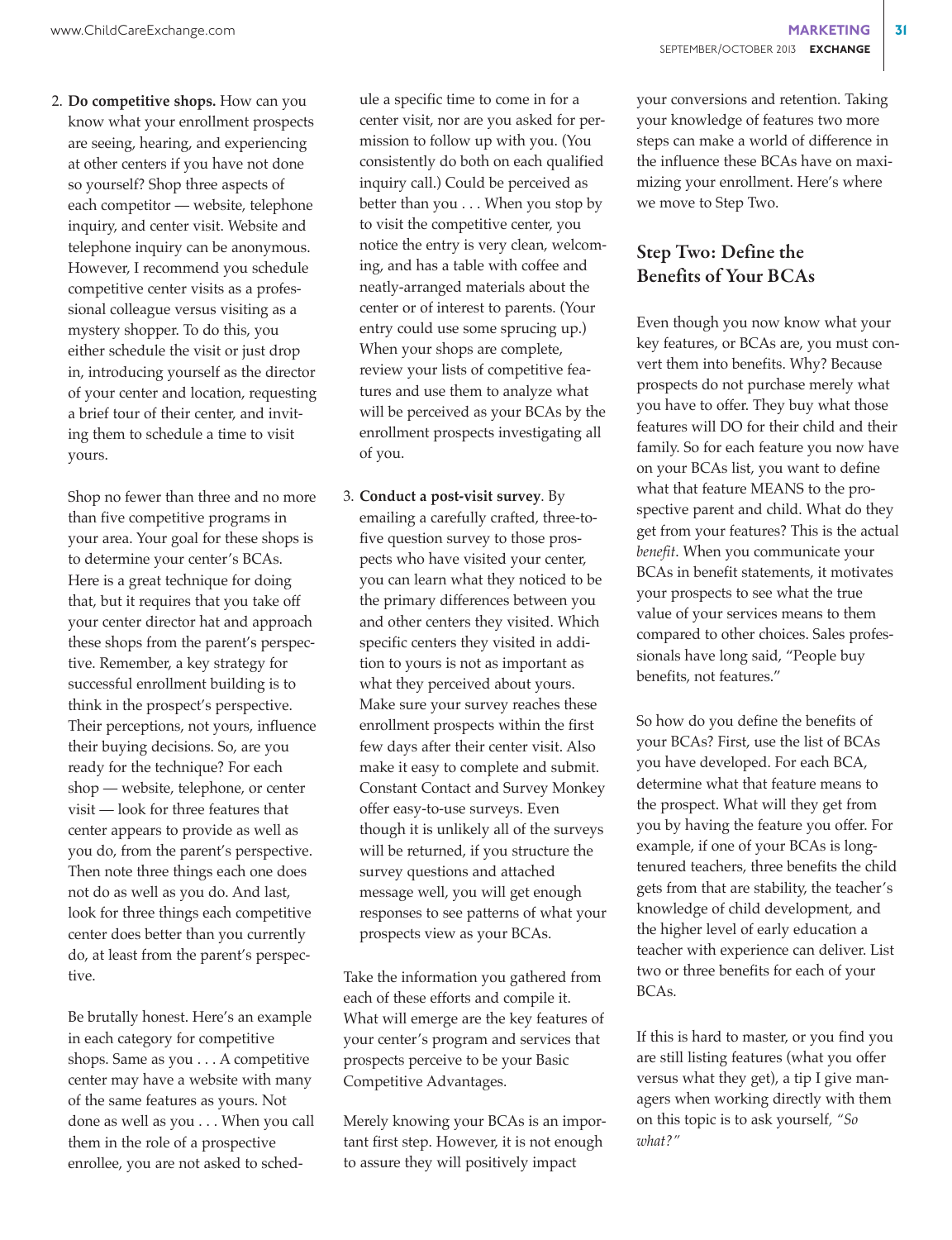2. **Do competitive shops.** How can you know what your enrollment prospects are seeing, hearing, and experiencing at other centers if you have not done so yourself? Shop three aspects of each competitor — website, telephone inquiry, and center visit. Website and telephone inquiry can be anonymous. However, I recommend you schedule competitive center visits as a professional colleague versus visiting as a mystery shopper. To do this, you either schedule the visit or just drop in, introducing yourself as the director of your center and location, requesting a brief tour of their center, and inviting them to schedule a time to visit yours.

   Shop no fewer than three and no more than five competitive programs in your area. Your goal for these shops is to determine your center's BCAs. Here is a great technique for doing that, but it requires that you take off your center director hat and approach these shops from the parent's perspective. Remember, a key strategy for successful enrollment building is to think in the prospect's perspective. Their perceptions, not yours, influence their buying decisions. So, are you ready for the technique? For each shop — website, telephone, or center visit — look for three features that center appears to provide as well as you do, from the parent's perspective. Then note three things each one does not do as well as you do. And last, look for three things each competitive center does better than you currently do, at least from the parent's perspective.

   Be brutally honest. Here's an example in each category for competitive shops. Same as you . . . A competitive center may have a website with many of the same features as yours. Not done as well as you . . . When you call them in the role of a prospective enrollee, you are not asked to schedule a specific time to come in for a center visit, nor are you asked for permission to follow up with you. (You consistently do both on each qualified inquiry call.) Could be perceived as better than you . . . When you stop by to visit the competitive center, you notice the entry is very clean, welcoming, and has a table with coffee and neatly-arranged materials about the center or of interest to parents. (Your entry could use some sprucing up.) When your shops are complete, review your lists of competitive features and use them to analyze what will be perceived as your BCAs by the enrollment prospects investigating all of you.

3. **Conduct a post-visit survey**. By emailing a carefully crafted, three-to-five question survey to those prospects who have visited your center, you can learn what they noticed to be the primary differences between you and other centers they visited. Which specific centers they visited in addition to yours is not as important as what they perceived about yours. Make sure your survey reaches these enrollment prospects within the first few days after their center visit. Also make it easy to complete and submit. Constant Contact and Survey Monkey offer easy-to-use surveys. Even though it is unlikely all of the surveys will be returned, if you structure the survey questions and attached message well, you will get enough responses to see patterns of what your prospects view as your BCAs.

Take the information you gathered from each of these efforts and compile it. What will emerge are the key features of your center's program and services that prospects perceive to be your Basic Competitive Advantages.

Merely knowing your BCAs is an important first step. However, it is not enough to assure they will positively impact your conversions and retention. Taking your knowledge of features two more steps can make a world of difference in the influence these BCAs have on maximizing your enrollment. Here's where we move to Step Two.

## Step Two: Define the Benefits of Your BCAs

Even though you now know what your key features, or BCAs are, you must convert them into benefits. Why? Because prospects do not purchase merely what you have to offer. They buy what those features will DO for their child and their family. So for each feature you now have on your BCAs list, you want to define what that feature MEANS to the prospective parent and child. What do they get from your features? This is the actual *benefit*. When you communicate your BCAs in benefit statements, it motivates your prospects to see what the true value of your services means to them compared to other choices. Sales professionals have long said, "People buy benefits, not features."

So how do you define the benefits of your BCAs? First, use the list of BCAs you have developed. For each BCA, determine what that feature means to the prospect. What will they get from you by having the feature you offer. For example, if one of your BCAs is long-tenured teachers, three benefits the child gets from that are stability, the teacher's knowledge of child development, and the higher level of early education a teacher with experience can deliver. List two or three benefits for each of your BCAs.

If this is hard to master, or you find you are still listing features (what you offer versus what they get), a tip I give managers when working directly with them on this topic is to ask yourself, *"So what?"*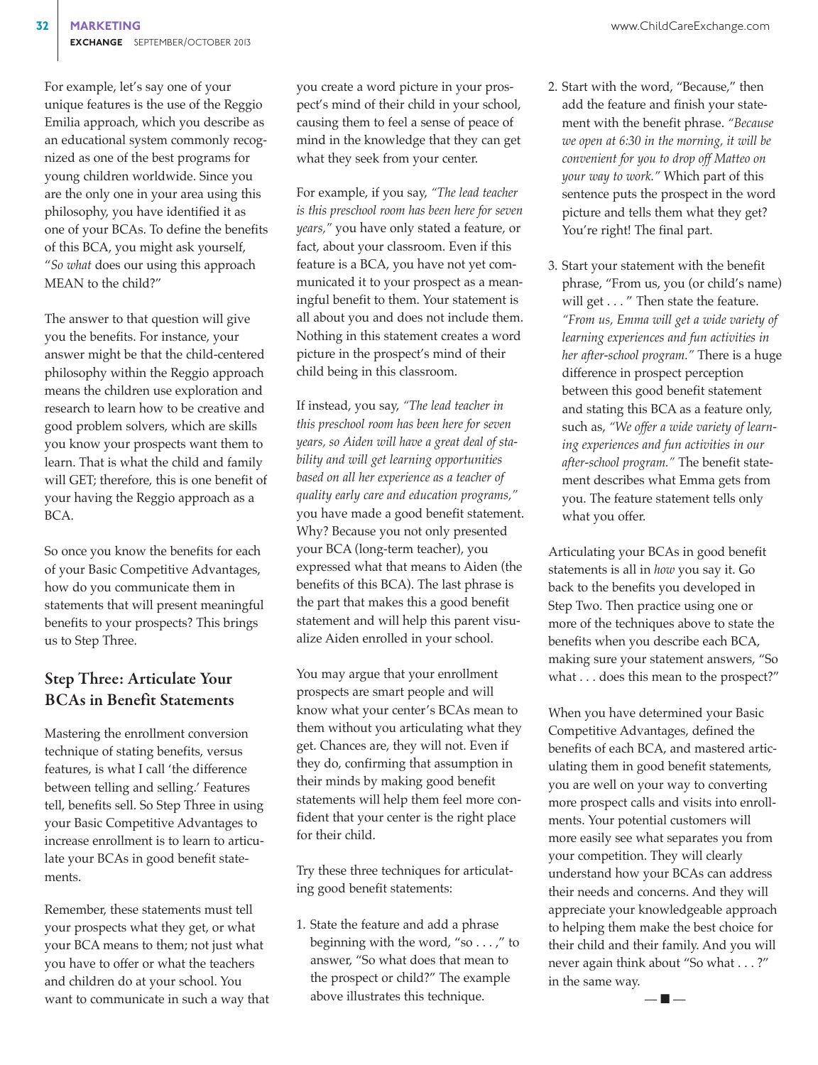For example, let's say one of your unique features is the use of the Reggio Emilia approach, which you describe as an educational system commonly recognized as one of the best programs for young children worldwide. Since you are the only one in your area using this philosophy, you have identified it as one of your BCAs. To define the benefits of this BCA, you might ask yourself, "*So what* does our using this approach MEAN to the child?"

The answer to that question will give you the benefits. For instance, your answer might be that the child-centered philosophy within the Reggio approach means the children use exploration and research to learn how to be creative and good problem solvers, which are skills you know your prospects want them to learn. That is what the child and family will GET; therefore, this is one benefit of your having the Reggio approach as a BCA.

So once you know the benefits for each of your Basic Competitive Advantages, how do you communicate them in statements that will present meaningful benefits to your prospects? This brings us to Step Three.

## Step Three: Articulate Your BCAs in Benefit Statements

Mastering the enrollment conversion technique of stating benefits, versus features, is what I call 'the difference between telling and selling.' Features tell, benefits sell. So Step Three in using your Basic Competitive Advantages to increase enrollment is to learn to articulate your BCAs in good benefit statements.

Remember, these statements must tell your prospects what they get, or what your BCA means to them; not just what you have to offer or what the teachers and children do at your school. You want to communicate in such a way that you create a word picture in your prospect's mind of their child in your school, causing them to feel a sense of peace of mind in the knowledge that they can get what they seek from your center.

For example, if you say, *"The lead teacher is this preschool room has been here for seven years,"* you have only stated a feature, or fact, about your classroom. Even if this feature is a BCA, you have not yet communicated it to your prospect as a meaningful benefit to them. Your statement is all about you and does not include them. Nothing in this statement creates a word picture in the prospect's mind of their child being in this classroom.

If instead, you say, *"The lead teacher in this preschool room has been here for seven years, so Aiden will have a great deal of stability and will get learning opportunities based on all her experience as a teacher of quality early care and education programs,"* you have made a good benefit statement. Why? Because you not only presented your BCA (long-term teacher), you expressed what that means to Aiden (the benefits of this BCA). The last phrase is the part that makes this a good benefit statement and will help this parent visualize Aiden enrolled in your school.

You may argue that your enrollment prospects are smart people and will know what your center's BCAs mean to them without you articulating what they get. Chances are, they will not. Even if they do, confirming that assumption in their minds by making good benefit statements will help them feel more confident that your center is the right place for their child.

Try these three techniques for articulating good benefit statements:

1. State the feature and add a phrase beginning with the word, "so . . . ," to answer, "So what does that mean to the prospect or child?" The example above illustrates this technique.
2. Start with the word, "Because," then add the feature and finish your statement with the benefit phrase. *"Because we open at 6:30 in the morning, it will be convenient for you to drop off Matteo on your way to work."* Which part of this sentence puts the prospect in the word picture and tells them what they get? You're right! The final part.
3. Start your statement with the benefit phrase, "From us, you (or child's name) will get . . . " Then state the feature. *"From us, Emma will get a wide variety of learning experiences and fun activities in her after-school program."* There is a huge difference in prospect perception between this good benefit statement and stating this BCA as a feature only, such as, *"We offer a wide variety of learning experiences and fun activities in our after-school program."* The benefit statement describes what Emma gets from you. The feature statement tells only what you offer.

Articulating your BCAs in good benefit statements is all in *how* you say it. Go back to the benefits you developed in Step Two. Then practice using one or more of the techniques above to state the benefits when you describe each BCA, making sure your statement answers, "So what . . . does this mean to the prospect?"

When you have determined your Basic Competitive Advantages, defined the benefits of each BCA, and mastered articulating them in good benefit statements, you are well on your way to converting more prospect calls and visits into enrollments. Your potential customers will more easily see what separates you from your competition. They will clearly understand how your BCAs can address their needs and concerns. And they will appreciate your knowledgeable approach to helping them make the best choice for their child and their family. And you will never again think about "So what . . . ?" in the same way.

— ■ —